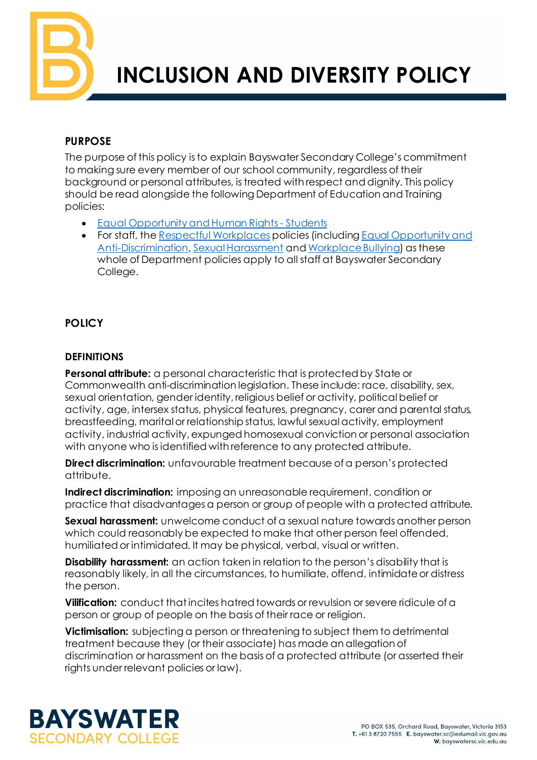# INCLUSION AND DIVERSITY POLICY

## PURPOSE

The purpose of this policy is to explain Bayswater Secondary College's commitment to making sure every member of our school community, regardless of their background or personal attributes, is treated with respect and dignity. This policy should be read alongside the following Department of Education and Training policies:

- Equal Opportunity and Human Rights - Students
- For staff, the Respectful Workplaces policies (including Equal Opportunity and Anti-Discrimination, Sexual Harassment and Workplace Bullying) as these whole of Department policies apply to all staff at Bayswater Secondary College.

## POLICY

### DEFINITIONS

**Personal attribute:** a personal characteristic that is protected by State or Commonwealth anti-discrimination legislation. These include: race, disability, sex, sexual orientation, gender identity, religious belief or activity, political belief or activity, age, intersex status, physical features, pregnancy, carer and parental status, breastfeeding, marital or relationship status, lawful sexual activity, employment activity, industrial activity, expunged homosexual conviction or personal association with anyone who is identified with reference to any protected attribute.

**Direct discrimination:** unfavourable treatment because of a person's protected attribute.

**Indirect discrimination:** imposing an unreasonable requirement, condition or practice that disadvantages a person or group of people with a protected attribute.

**Sexual harassment:** unwelcome conduct of a sexual nature towards another person which could reasonably be expected to make that other person feel offended, humiliated or intimidated. It may be physical, verbal, visual or written.

**Disability harassment:** an action taken in relation to the person's disability that is reasonably likely, in all the circumstances, to humiliate, offend, intimidate or distress the person.

**Vilification:** conduct that incites hatred towards or revulsion or severe ridicule of a person or group of people on the basis of their race or religion.

**Victimisation:** subjecting a person or threatening to subject them to detrimental treatment because they (or their associate) has made an allegation of discrimination or harassment on the basis of a protected attribute (or asserted their rights under relevant policies or law).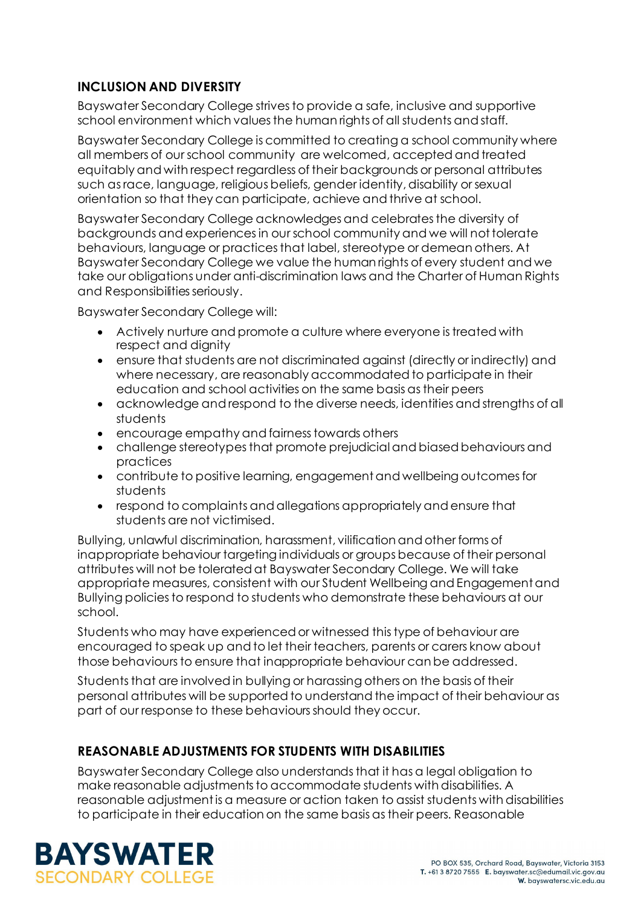## INCLUSION AND DIVERSITY

Bayswater Secondary College strives to provide a safe, inclusive and supportive school environment which values the human rights of all students and staff.

Bayswater Secondary College is committed to creating a school community where all members of our school community are welcomed, accepted and treated equitably and with respect regardless of their backgrounds or personal attributes such as race, language, religious beliefs, gender identity, disability or sexual orientation so that they can participate, achieve and thrive at school.

Bayswater Secondary College acknowledges and celebrates the diversity of backgrounds and experiences in our school community and we will not tolerate behaviours, language or practices that label, stereotype or demean others. At Bayswater Secondary College we value the human rights of every student and we take our obligations under anti-discrimination laws and the Charter of Human Rights and Responsibilities seriously.

Bayswater Secondary College will:

- Actively nurture and promote a culture where everyone is treated with respect and dignity
- ensure that students are not discriminated against (directly or indirectly) and where necessary, are reasonably accommodated to participate in their education and school activities on the same basis as their peers
- acknowledge and respond to the diverse needs, identities and strengths of all students
- encourage empathy and fairness towards others
- challenge stereotypes that promote prejudicial and biased behaviours and practices
- contribute to positive learning, engagement and wellbeing outcomes for students
- respond to complaints and allegations appropriately and ensure that students are not victimised.

Bullying, unlawful discrimination, harassment, vilification and other forms of inappropriate behaviour targeting individuals or groups because of their personal attributes will not be tolerated at Bayswater Secondary College. We will take appropriate measures, consistent with our Student Wellbeing and Engagement and Bullying policies to respond to students who demonstrate these behaviours at our school.

Students who may have experienced or witnessed this type of behaviour are encouraged to speak up and to let their teachers, parents or carers know about those behaviours to ensure that inappropriate behaviour can be addressed.

Students that are involved in bullying or harassing others on the basis of their personal attributes will be supported to understand the impact of their behaviour as part of our response to these behaviours should they occur.

## REASONABLE ADJUSTMENTS FOR STUDENTS WITH DISABILITIES

Bayswater Secondary College also understands that it has a legal obligation to make reasonable adjustments to accommodate students with disabilities. A reasonable adjustment is a measure or action taken to assist students with disabilities to participate in their education on the same basis as their peers. Reasonable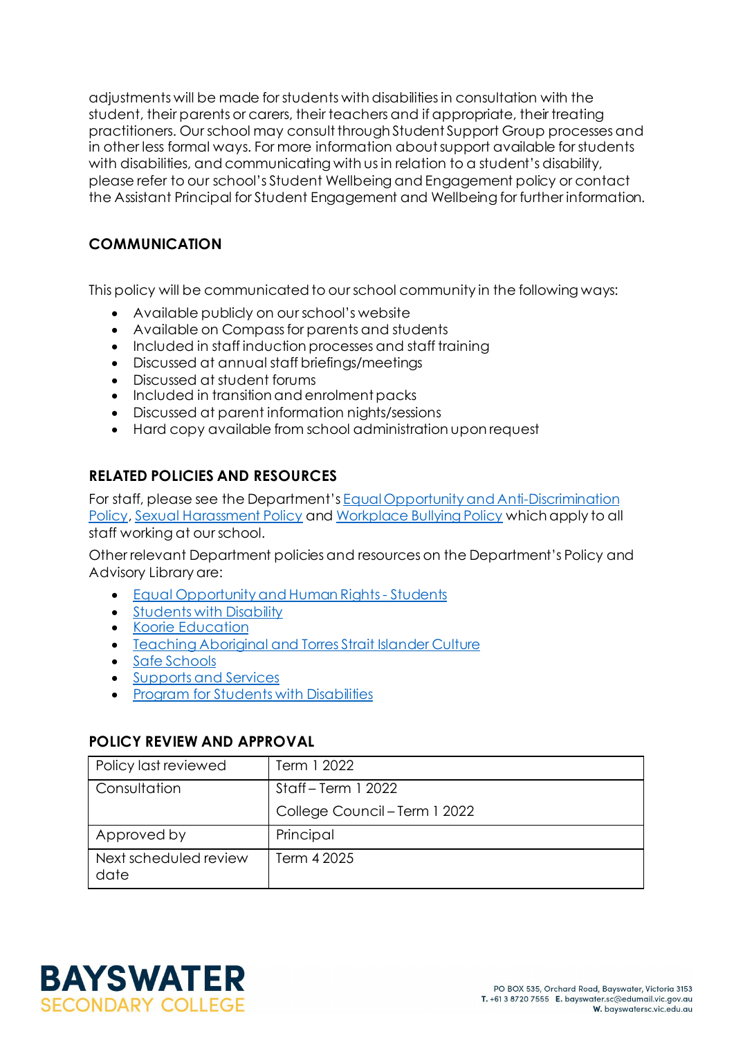adjustments will be made for students with disabilities in consultation with the student, their parents or carers, their teachers and if appropriate, their treating practitioners. Our school may consult through Student Support Group processes and in other less formal ways. For more information about support available for students with disabilities, and communicating with us in relation to a student's disability, please refer to our school's Student Wellbeing and Engagement policy or contact the Assistant Principal for Student Engagement and Wellbeing for further information.

## COMMUNICATION

This policy will be communicated to our school community in the following ways:

- Available publicly on our school's website
- Available on Compass for parents and students
- Included in staff induction processes and staff training
- Discussed at annual staff briefings/meetings
- Discussed at student forums
- Included in transition and enrolment packs
- Discussed at parent information nights/sessions
- Hard copy available from school administration upon request

## RELATED POLICIES AND RESOURCES

For staff, please see the Department's Equal Opportunity and Anti-Discrimination Policy, Sexual Harassment Policy and Workplace Bullying Policy which apply to all staff working at our school.

Other relevant Department policies and resources on the Department's Policy and Advisory Library are:

- Equal Opportunity and Human Rights - Students
- Students with Disability
- Koorie Education
- Teaching Aboriginal and Torres Strait Islander Culture
- Safe Schools
- Supports and Services
- Program for Students with Disabilities

## POLICY REVIEW AND APPROVAL

| | |
|---|---|
| Policy last reviewed | Term 1 2022 |
| Consultation | Staff – Term 1 2022<br>College Council – Term 1 2022 |
| Approved by | Principal |
| Next scheduled review date | Term 4 2025 |

BAYSWATER SECONDARY COLLEGE

PO BOX 535, Orchard Road, Bayswater, Victoria 3153
T. +61 3 8720 7555 E. bayswater.sc@edumail.vic.gov.au
W. bayswatersc.vic.edu.au